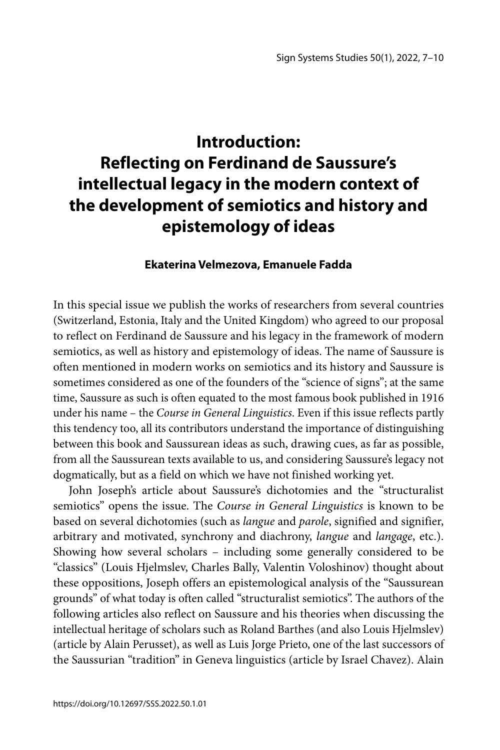# Introduction: Reflecting on Ferdinand de Saussure's intellectual legacy in the modern context of the development of semiotics and history and epistemology of ideas

**Ekaterina Velmezova, Emanuele Fadda**

In this special issue we publish the works of researchers from several countries (Switzerland, Estonia, Italy and the United Kingdom) who agreed to our proposal to reflect on Ferdinand de Saussure and his legacy in the framework of modern semiotics, as well as history and epistemology of ideas. The name of Saussure is often mentioned in modern works on semiotics and its history and Saussure is sometimes considered as one of the founders of the "science of signs"; at the same time, Saussure as such is often equated to the most famous book published in 1916 under his name – the *Course in General Linguistics*. Even if this issue reflects partly this tendency too, all its contributors understand the importance of distinguishing between this book and Saussurean ideas as such, drawing cues, as far as possible, from all the Saussurean texts available to us, and considering Saussure's legacy not dogmatically, but as a field on which we have not finished working yet.

John Joseph's article about Saussure's dichotomies and the "structuralist semiotics" opens the issue. The *Course in General Linguistics* is known to be based on several dichotomies (such as *langue* and *parole*, signified and signifier, arbitrary and motivated, synchrony and diachrony, *langue* and *langage*, etc.). Showing how several scholars – including some generally considered to be "classics" (Louis Hjelmslev, Charles Bally, Valentin Voloshinov) thought about these oppositions, Joseph offers an epistemological analysis of the "Saussurean grounds" of what today is often called "structuralist semiotics". The authors of the following articles also reflect on Saussure and his theories when discussing the intellectual heritage of scholars such as Roland Barthes (and also Louis Hjelmslev) (article by Alain Perusset), as well as Luis Jorge Prieto, one of the last successors of the Saussurian "tradition" in Geneva linguistics (article by Israel Chavez). Alain

https://doi.org/10.12697/SSS.2022.50.1.01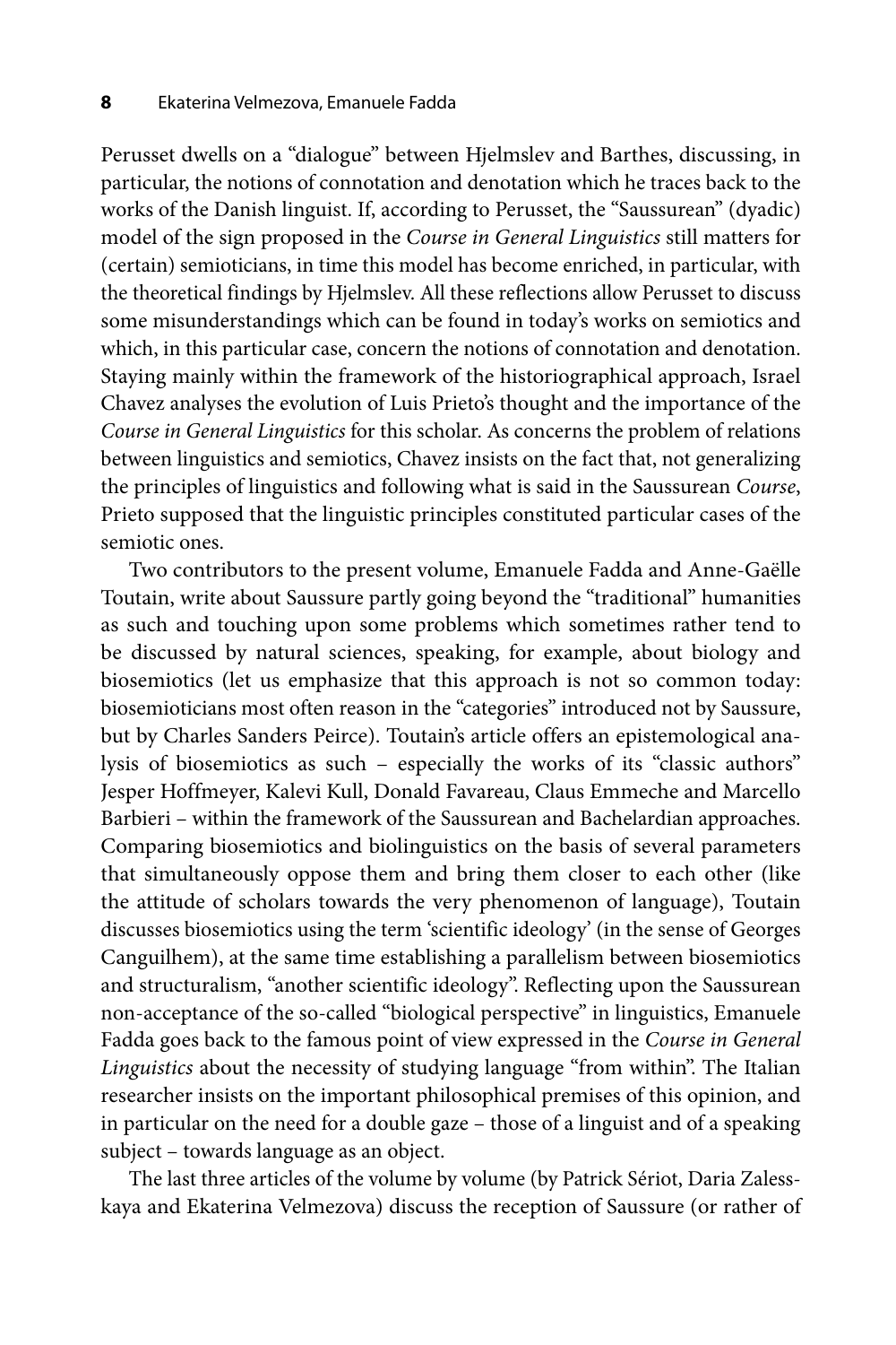Perusset dwells on a "dialogue" between Hjelmslev and Barthes, discussing, in particular, the notions of connotation and denotation which he traces back to the works of the Danish linguist. If, according to Perusset, the "Saussurean" (dyadic) model of the sign proposed in the *Course in General Linguistics* still matters for (certain) semioticians, in time this model has become enriched, in particular, with the theoretical findings by Hjelmslev. All these reflections allow Perusset to discuss some misunderstandings which can be found in today's works on semiotics and which, in this particular case, concern the notions of connotation and denotation. Staying mainly within the framework of the historiographical approach, Israel Chavez analyses the evolution of Luis Prieto's thought and the importance of the *Course in General Linguistics* for this scholar. As concerns the problem of relations between linguistics and semiotics, Chavez insists on the fact that, not generalizing the principles of linguistics and following what is said in the Saussurean *Course*, Prieto supposed that the linguistic principles constituted particular cases of the semiotic ones.

Two contributors to the present volume, Emanuele Fadda and Anne-Gaëlle Toutain, write about Saussure partly going beyond the "traditional" humanities as such and touching upon some problems which sometimes rather tend to be discussed by natural sciences, speaking, for example, about biology and biosemiotics (let us emphasize that this approach is not so common today: biosemioticians most often reason in the "categories" introduced not by Saussure, but by Charles Sanders Peirce). Toutain's article offers an epistemological analysis of biosemiotics as such – especially the works of its "classic authors" Jesper Hoffmeyer, Kalevi Kull, Donald Favareau, Claus Emmeche and Marcello Barbieri – within the framework of the Saussurean and Bachelardian approaches. Comparing biosemiotics and biolinguistics on the basis of several parameters that simultaneously oppose them and bring them closer to each other (like the attitude of scholars towards the very phenomenon of language), Toutain discusses biosemiotics using the term 'scientific ideology' (in the sense of Georges Canguilhem), at the same time establishing a parallelism between biosemiotics and structuralism, "another scientific ideology". Reflecting upon the Saussurean non-acceptance of the so-called "biological perspective" in linguistics, Emanuele Fadda goes back to the famous point of view expressed in the *Course in General Linguistics* about the necessity of studying language "from within". The Italian researcher insists on the important philosophical premises of this opinion, and in particular on the need for a double gaze – those of a linguist and of a speaking subject – towards language as an object.

The last three articles of the volume by volume (by Patrick Sériot, Daria Zalesskaya and Ekaterina Velmezova) discuss the reception of Saussure (or rather of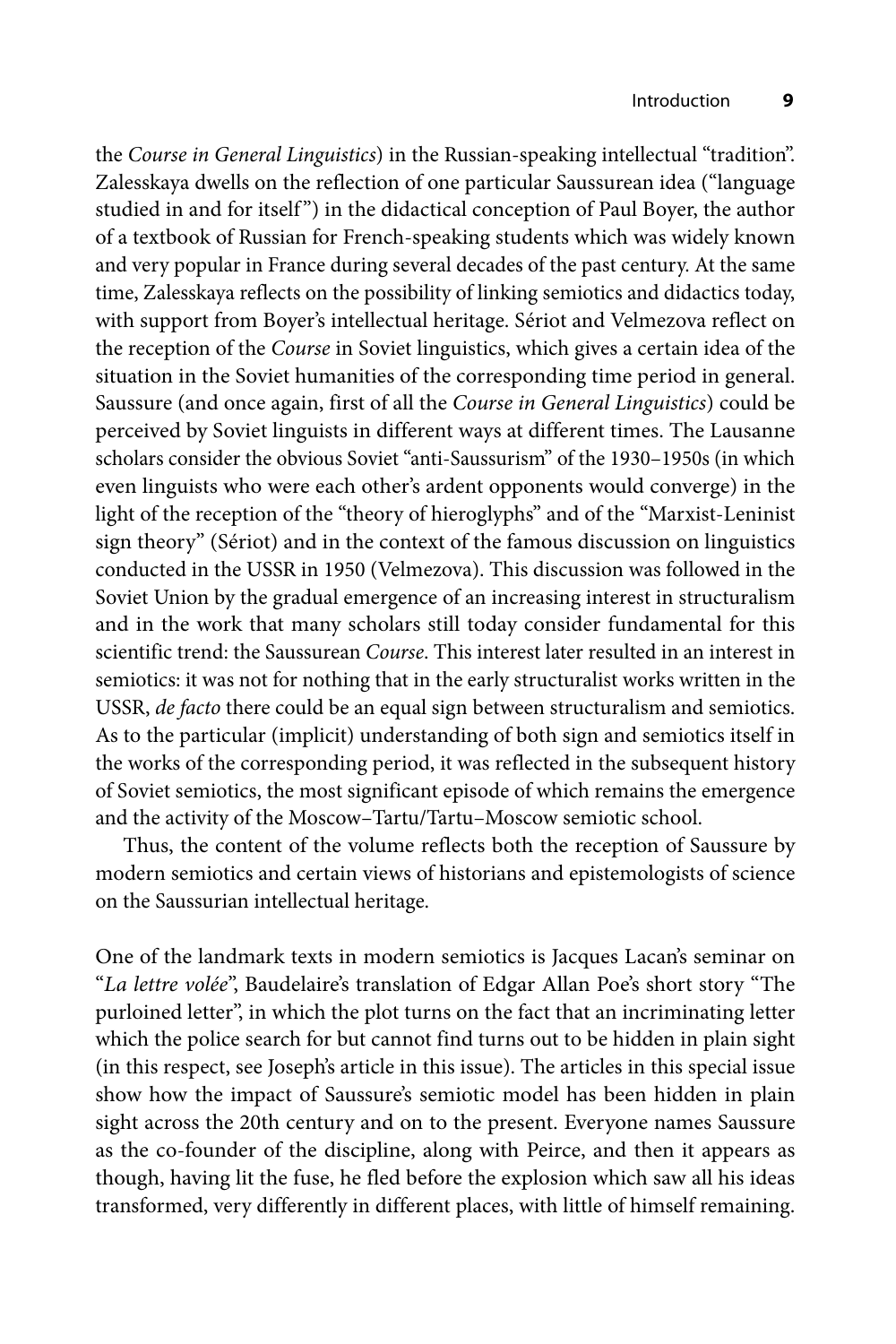the *Course in General Linguistics*) in the Russian-speaking intellectual "tradition". Zalesskaya dwells on the reflection of one particular Saussurean idea ("language studied in and for itself") in the didactical conception of Paul Boyer, the author of a textbook of Russian for French-speaking students which was widely known and very popular in France during several decades of the past century. At the same time, Zalesskaya reflects on the possibility of linking semiotics and didactics today, with support from Boyer's intellectual heritage. Sériot and Velmezova reflect on the reception of the *Course* in Soviet linguistics, which gives a certain idea of the situation in the Soviet humanities of the corresponding time period in general. Saussure (and once again, first of all the *Course in General Linguistics*) could be perceived by Soviet linguists in different ways at different times. The Lausanne scholars consider the obvious Soviet "anti-Saussurism" of the 1930–1950s (in which even linguists who were each other's ardent opponents would converge) in the light of the reception of the "theory of hieroglyphs" and of the "Marxist-Leninist sign theory" (Sériot) and in the context of the famous discussion on linguistics conducted in the USSR in 1950 (Velmezova). This discussion was followed in the Soviet Union by the gradual emergence of an increasing interest in structuralism and in the work that many scholars still today consider fundamental for this scientific trend: the Saussurean *Course*. This interest later resulted in an interest in semiotics: it was not for nothing that in the early structuralist works written in the USSR, *de facto* there could be an equal sign between structuralism and semiotics. As to the particular (implicit) understanding of both sign and semiotics itself in the works of the corresponding period, it was reflected in the subsequent history of Soviet semiotics, the most significant episode of which remains the emergence and the activity of the Moscow–Tartu/Tartu–Moscow semiotic school.

Thus, the content of the volume reflects both the reception of Saussure by modern semiotics and certain views of historians and epistemologists of science on the Saussurian intellectual heritage.

One of the landmark texts in modern semiotics is Jacques Lacan's seminar on "*La lettre volée*", Baudelaire's translation of Edgar Allan Poe's short story "The purloined letter", in which the plot turns on the fact that an incriminating letter which the police search for but cannot find turns out to be hidden in plain sight (in this respect, see Joseph's article in this issue). The articles in this special issue show how the impact of Saussure's semiotic model has been hidden in plain sight across the 20th century and on to the present. Everyone names Saussure as the co-founder of the discipline, along with Peirce, and then it appears as though, having lit the fuse, he fled before the explosion which saw all his ideas transformed, very differently in different places, with little of himself remaining.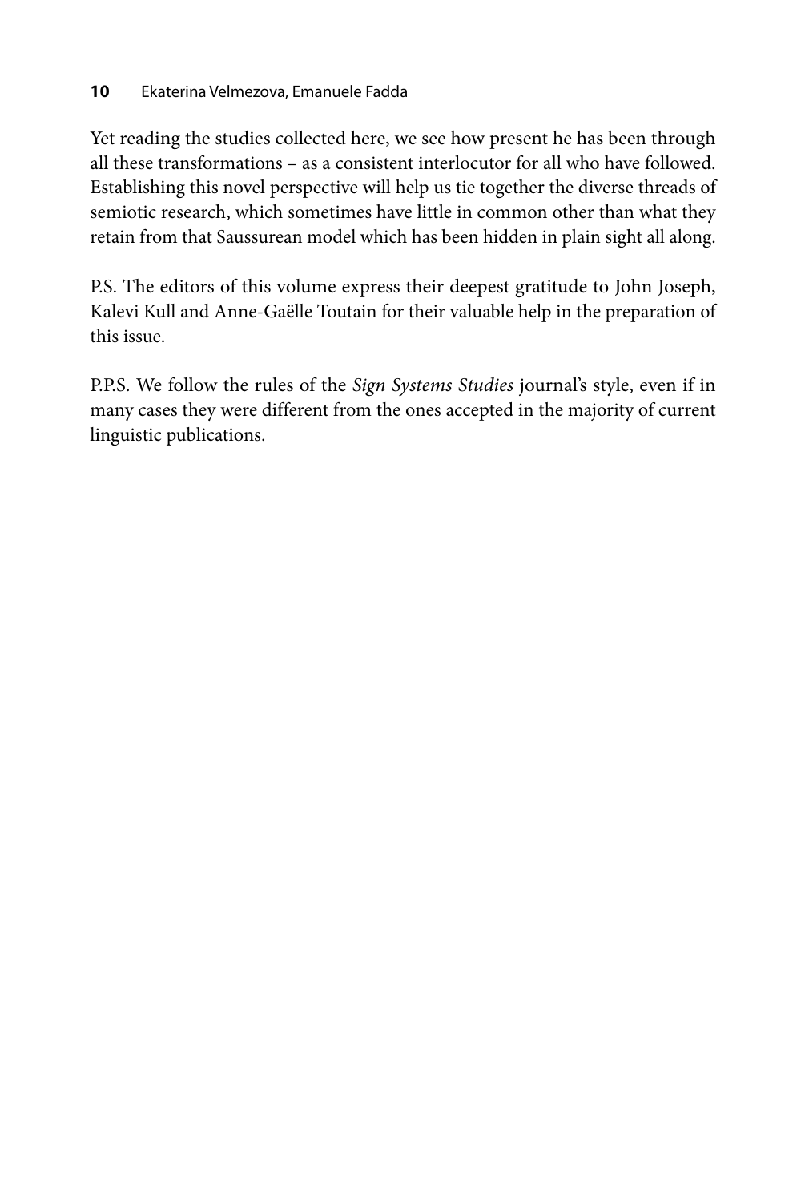Yet reading the studies collected here, we see how present he has been through all these transformations – as a consistent interlocutor for all who have followed. Establishing this novel perspective will help us tie together the diverse threads of semiotic research, which sometimes have little in common other than what they retain from that Saussurean model which has been hidden in plain sight all along.

P.S. The editors of this volume express their deepest gratitude to John Joseph, Kalevi Kull and Anne-Gaëlle Toutain for their valuable help in the preparation of this issue.

P.P.S. We follow the rules of the *Sign Systems Studies* journal's style, even if in many cases they were different from the ones accepted in the majority of current linguistic publications.